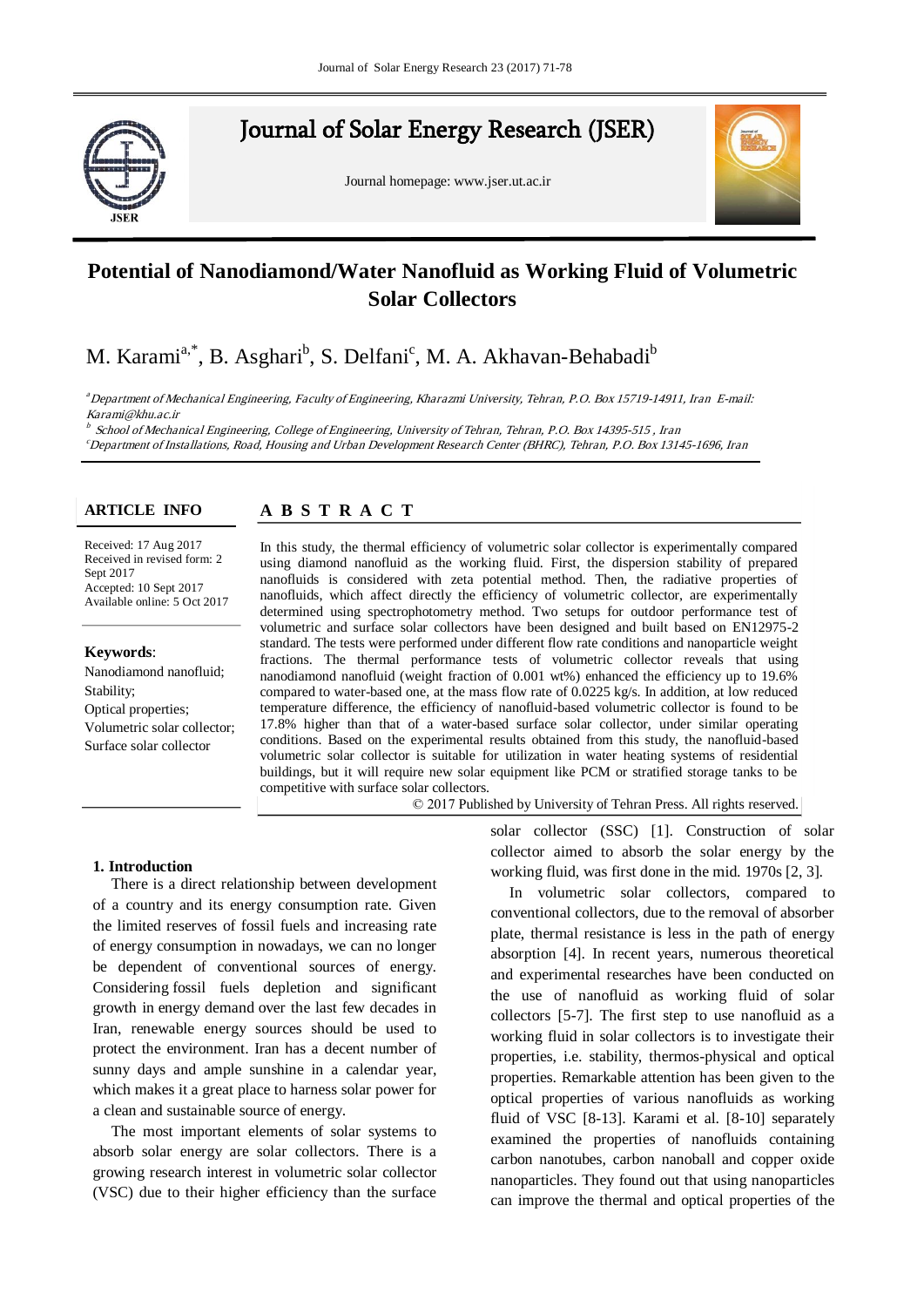# Potential of Nanodiamond/Water Nanofluid as Working Fluid of Volumetric Solar Collectors

M. Karami[a,*], B. Asghari[b], S. Delfani[c], M. A. Akhavan-Behabadi[b]

[a] *Department of Mechanical Engineering, Faculty of Engineering, Kharazmi University, Tehran, P.O. Box 15719-14911, Iran E-mail: Karami@khu.ac.ir*

[b] *School of Mechanical Engineering, College of Engineering, University of Tehran, Tehran, P.O. Box 14395-515 , Iran*

[c] *Department of Installations, Road, Housing and Urban Development Research Center (BHRC), Tehran, P.O. Box 13145-1696, Iran*

## ARTICLE INFO

Received: 17 Aug 2017
Received in revised form: 2 Sept 2017
Accepted: 10 Sept 2017
Available online: 5 Oct 2017

**Keywords**:
Nanodiamond nanofluid;
Stability;
Optical properties;
Volumetric solar collector;
Surface solar collector

## ABSTRACT

In this study, the thermal efficiency of volumetric solar collector is experimentally compared using diamond nanofluid as the working fluid. First, the dispersion stability of prepared nanofluids is considered with zeta potential method. Then, the radiative properties of nanofluids, which affect directly the efficiency of volumetric collector, are experimentally determined using spectrophotometry method. Two setups for outdoor performance test of volumetric and surface solar collectors have been designed and built based on EN12975-2 standard. The tests were performed under different flow rate conditions and nanoparticle weight fractions. The thermal performance tests of volumetric collector reveals that using nanodiamond nanofluid (weight fraction of 0.001 wt%) enhanced the efficiency up to 19.6% compared to water-based one, at the mass flow rate of 0.0225 kg/s. In addition, at low reduced temperature difference, the efficiency of nanofluid-based volumetric collector is found to be 17.8% higher than that of a water-based surface solar collector, under similar operating conditions. Based on the experimental results obtained from this study, the nanofluid-based volumetric solar collector is suitable for utilization in water heating systems of residential buildings, but it will require new solar equipment like PCM or stratified storage tanks to be competitive with surface solar collectors.

© 2017 Published by University of Tehran Press. All rights reserved.

## 1. Introduction

There is a direct relationship between development of a country and its energy consumption rate. Given the limited reserves of fossil fuels and increasing rate of energy consumption in nowadays, we can no longer be dependent of conventional sources of energy. Considering fossil fuels depletion and significant growth in energy demand over the last few decades in Iran, renewable energy sources should be used to protect the environment. Iran has a decent number of sunny days and ample sunshine in a calendar year, which makes it a great place to harness solar power for a clean and sustainable source of energy.

The most important elements of solar systems to absorb solar energy are solar collectors. There is a growing research interest in volumetric solar collector (VSC) due to their higher efficiency than the surface solar collector (SSC) [1]. Construction of solar collector aimed to absorb the solar energy by the working fluid, was first done in the mid. 1970s [2, 3].

In volumetric solar collectors, compared to conventional collectors, due to the removal of absorber plate, thermal resistance is less in the path of energy absorption [4]. In recent years, numerous theoretical and experimental researches have been conducted on the use of nanofluid as working fluid of solar collectors [5-7]. The first step to use nanofluid as a working fluid in solar collectors is to investigate their properties, i.e. stability, thermos-physical and optical properties. Remarkable attention has been given to the optical properties of various nanofluids as working fluid of VSC [8-13]. Karami et al. [8-10] separately examined the properties of nanofluids containing carbon nanotubes, carbon nanoball and copper oxide nanoparticles. They found out that using nanoparticles can improve the thermal and optical properties of the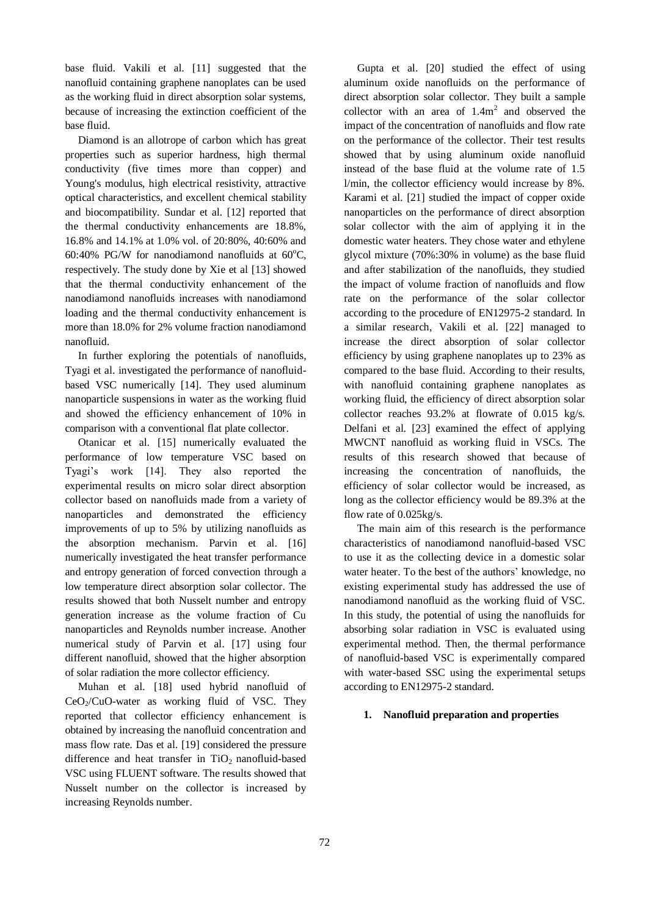base fluid. Vakili et al. [11] suggested that the nanofluid containing graphene nanoplates can be used as the working fluid in direct absorption solar systems, because of increasing the extinction coefficient of the base fluid.

Diamond is an allotrope of carbon which has great properties such as superior hardness, high thermal conductivity (five times more than copper) and Young's modulus, high electrical resistivity, attractive optical characteristics, and excellent chemical stability and biocompatibility. Sundar et al. [12] reported that the thermal conductivity enhancements are 18.8%, 16.8% and 14.1% at 1.0% vol. of 20:80%, 40:60% and 60:40% PG/W for nanodiamond nanofluids at $60^oC$, respectively. The study done by Xie et al [13] showed that the thermal conductivity enhancement of the nanodiamond nanofluids increases with nanodiamond loading and the thermal conductivity enhancement is more than 18.0% for 2% volume fraction nanodiamond nanofluid.

In further exploring the potentials of nanofluids, Tyagi et al. investigated the performance of nanofluid-based VSC numerically [14]. They used aluminum nanoparticle suspensions in water as the working fluid and showed the efficiency enhancement of 10% in comparison with a conventional flat plate collector.

Otanicar et al. [15] numerically evaluated the performance of low temperature VSC based on Tyagi's work [14]. They also reported the experimental results on micro solar direct absorption collector based on nanofluids made from a variety of nanoparticles and demonstrated the efficiency improvements of up to 5% by utilizing nanofluids as the absorption mechanism. Parvin et al. [16] numerically investigated the heat transfer performance and entropy generation of forced convection through a low temperature direct absorption solar collector. The results showed that both Nusselt number and entropy generation increase as the volume fraction of Cu nanoparticles and Reynolds number increase. Another numerical study of Parvin et al. [17] using four different nanofluid, showed that the higher absorption of solar radiation the more collector efficiency.

Muhan et al. [18] used hybrid nanofluid of $CeO_2$/CuO-water as working fluid of VSC. They reported that collector efficiency enhancement is obtained by increasing the nanofluid concentration and mass flow rate. Das et al. [19] considered the pressure difference and heat transfer in $TiO_2$ nanofluid-based VSC using FLUENT software. The results showed that Nusselt number on the collector is increased by increasing Reynolds number.

Gupta et al. [20] studied the effect of using aluminum oxide nanofluids on the performance of direct absorption solar collector. They built a sample collector with an area of $1.4m^2$ and observed the impact of the concentration of nanofluids and flow rate on the performance of the collector. Their test results showed that by using aluminum oxide nanofluid instead of the base fluid at the volume rate of 1.5 l/min, the collector efficiency would increase by 8%. Karami et al. [21] studied the impact of copper oxide nanoparticles on the performance of direct absorption solar collector with the aim of applying it in the domestic water heaters. They chose water and ethylene glycol mixture (70%:30% in volume) as the base fluid and after stabilization of the nanofluids, they studied the impact of volume fraction of nanofluids and flow rate on the performance of the solar collector according to the procedure of EN12975-2 standard. In a similar research, Vakili et al. [22] managed to increase the direct absorption of solar collector efficiency by using graphene nanoplates up to 23% as compared to the base fluid. According to their results, with nanofluid containing graphene nanoplates as working fluid, the efficiency of direct absorption solar collector reaches 93.2% at flowrate of 0.015 kg/s. Delfani et al. [23] examined the effect of applying MWCNT nanofluid as working fluid in VSCs. The results of this research showed that because of increasing the concentration of nanofluids, the efficiency of solar collector would be increased, as long as the collector efficiency would be 89.3% at the flow rate of 0.025kg/s.

The main aim of this research is the performance characteristics of nanodiamond nanofluid-based VSC to use it as the collecting device in a domestic solar water heater. To the best of the authors' knowledge, no existing experimental study has addressed the use of nanodiamond nanofluid as the working fluid of VSC. In this study, the potential of using the nanofluids for absorbing solar radiation in VSC is evaluated using experimental method. Then, the thermal performance of nanofluid-based VSC is experimentally compared with water-based SSC using the experimental setups according to EN12975-2 standard.

## 1. Nanofluid preparation and properties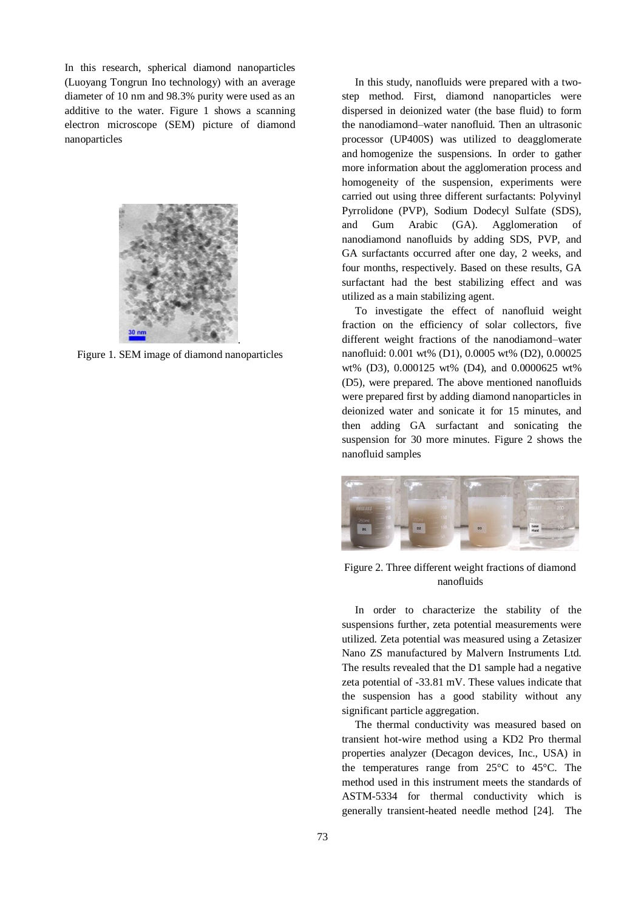In this research, spherical diamond nanoparticles (Luoyang Tongrun Ino technology) with an average diameter of 10 nm and 98.3% purity were used as an additive to the water. Figure 1 shows a scanning electron microscope (SEM) picture of diamond nanoparticles

Figure 1. SEM image of diamond nanoparticles

In this study, nanofluids were prepared with a two-step method. First, diamond nanoparticles were dispersed in deionized water (the base fluid) to form the nanodiamond–water nanofluid. Then an ultrasonic processor (UP400S) was utilized to deagglomerate and homogenize the suspensions. In order to gather more information about the agglomeration process and homogeneity of the suspension, experiments were carried out using three different surfactants: Polyvinyl Pyrrolidone (PVP), Sodium Dodecyl Sulfate (SDS), and Gum Arabic (GA). Agglomeration of nanodiamond nanofluids by adding SDS, PVP, and GA surfactants occurred after one day, 2 weeks, and four months, respectively. Based on these results, GA surfactant had the best stabilizing effect and was utilized as a main stabilizing agent.

To investigate the effect of nanofluid weight fraction on the efficiency of solar collectors, five different weight fractions of the nanodiamond–water nanofluid: 0.001 wt% (D1), 0.0005 wt% (D2), 0.00025 wt% (D3), 0.000125 wt% (D4), and 0.0000625 wt% (D5), were prepared. The above mentioned nanofluids were prepared first by adding diamond nanoparticles in deionized water and sonicate it for 15 minutes, and then adding GA surfactant and sonicating the suspension for 30 more minutes. Figure 2 shows the nanofluid samples

Figure 2. Three different weight fractions of diamond nanofluids

In order to characterize the stability of the suspensions further, zeta potential measurements were utilized. Zeta potential was measured using a Zetasizer Nano ZS manufactured by Malvern Instruments Ltd. The results revealed that the D1 sample had a negative zeta potential of -33.81 mV. These values indicate that the suspension has a good stability without any significant particle aggregation.

The thermal conductivity was measured based on transient hot-wire method using a KD2 Pro thermal properties analyzer (Decagon devices, Inc., USA) in the temperatures range from 25°C to 45°C. The method used in this instrument meets the standards of ASTM-5334 for thermal conductivity which is generally transient-heated needle method [24]. The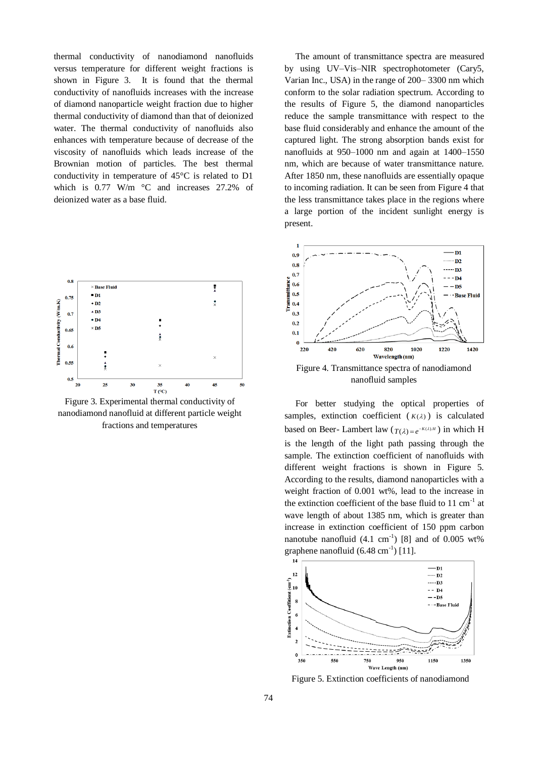thermal conductivity of nanodiamond nanofluids versus temperature for different weight fractions is shown in Figure 3. It is found that the thermal conductivity of nanofluids increases with the increase of diamond nanoparticle weight fraction due to higher thermal conductivity of diamond than that of deionized water. The thermal conductivity of nanofluids also enhances with temperature because of decrease of the viscosity of nanofluids which leads increase of the Brownian motion of particles. The best thermal conductivity in temperature of 45°C is related to D1 which is 0.77 W/m °C and increases 27.2% of deionized water as a base fluid.

Figure 3. Experimental thermal conductivity of nanodiamond nanofluid at different particle weight fractions and temperatures

The amount of transmittance spectra are measured by using UV–Vis–NIR spectrophotometer (Cary5, Varian Inc., USA) in the range of 200– 3300 nm which conform to the solar radiation spectrum. According to the results of Figure 5, the diamond nanoparticles reduce the sample transmittance with respect to the base fluid considerably and enhance the amount of the captured light. The strong absorption bands exist for nanofluids at 950–1000 nm and again at 1400–1550 nm, which are because of water transmittance nature. After 1850 nm, these nanofluids are essentially opaque to incoming radiation. It can be seen from Figure 4 that the less transmittance takes place in the regions where a large portion of the incident sunlight energy is present.

Figure 4. Transmittance spectra of nanodiamond nanofluid samples

For better studying the optical properties of samples, extinction coefficient ($K(\lambda)$) is calculated based on Beer- Lambert law ($T(\lambda)=e^{-K(\lambda).H}$) in which H is the length of the light path passing through the sample. The extinction coefficient of nanofluids with different weight fractions is shown in Figure 5. According to the results, diamond nanoparticles with a weight fraction of 0.001 wt%, lead to the increase in the extinction coefficient of the base fluid to 11 $cm^{-1}$ at wave length of about 1385 nm, which is greater than increase in extinction coefficient of 150 ppm carbon nanotube nanofluid (4.1 $cm^{-1}$) [8] and of 0.005 wt% graphene nanofluid (6.48 $cm^{-1}$) [11].

Figure 5. Extinction coefficients of nanodiamond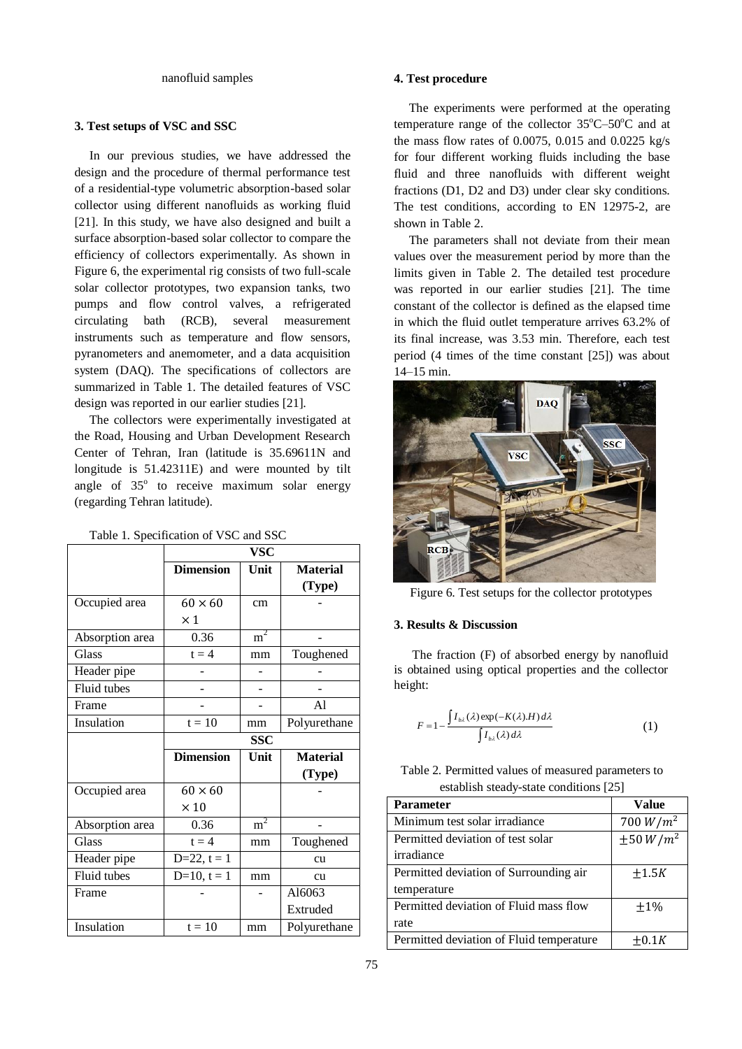nanofluid samples

### 3. Test setups of VSC and SSC

In our previous studies, we have addressed the design and the procedure of thermal performance test of a residential-type volumetric absorption-based solar collector using different nanofluids as working fluid [21]. In this study, we have also designed and built a surface absorption-based solar collector to compare the efficiency of collectors experimentally. As shown in Figure 6, the experimental rig consists of two full-scale solar collector prototypes, two expansion tanks, two pumps and flow control valves, a refrigerated circulating bath (RCB), several measurement instruments such as temperature and flow sensors, pyranometers and anemometer, and a data acquisition system (DAQ). The specifications of collectors are summarized in Table 1. The detailed features of VSC design was reported in our earlier studies [21].

The collectors were experimentally investigated at the Road, Housing and Urban Development Research Center of Tehran, Iran (latitude is 35.69611N and longitude is 51.42311E) and were mounted by tilt angle of 35$^{o}$ to receive maximum solar energy (regarding Tehran latitude).

Table 1. Specification of VSC and SSC

| | VSC | | |
|---|---|---|---|
| | **Dimension** | **Unit** | **Material (Type)** |
| Occupied area | $60 \times 60 \times 1$ | cm | - |
| Absorption area | 0.36 | $m^2$ | - |
| Glass | t = 4 | mm | Toughened |
| Header pipe | - | - | - |
| Fluid tubes | - | - | - |
| Frame | - | - | Al |
| Insulation | t = 10 | mm | Polyurethane |
| | **SSC** | | |
| | **Dimension** | **Unit** | **Material (Type)** |
| Occupied area | $60 \times 60 \times 10$ | | - |
| Absorption area | 0.36 | $m^2$ | - |
| Glass | t = 4 | mm | Toughened |
| Header pipe | D=22, t = 1 | | cu |
| Fluid tubes | D=10, t = 1 | mm | cu |
| Frame | - | - | Al6063 Extruded |
| Insulation | t = 10 | mm | Polyurethane |

### 4. Test procedure

The experiments were performed at the operating temperature range of the collector 35$^{o}$C–50$^{o}$C and at the mass flow rates of 0.0075, 0.015 and 0.0225 kg/s for four different working fluids including the base fluid and three nanofluids with different weight fractions (D1, D2 and D3) under clear sky conditions. The test conditions, according to EN 12975-2, are shown in Table 2.

The parameters shall not deviate from their mean values over the measurement period by more than the limits given in Table 2. The detailed test procedure was reported in our earlier studies [21]. The time constant of the collector is defined as the elapsed time in which the fluid outlet temperature arrives 63.2% of its final increase, was 3.53 min. Therefore, each test period (4 times of the time constant [25]) was about 14–15 min.

Figure 6. Test setups for the collector prototypes

### 3. Results & Discussion

The fraction (F) of absorbed energy by nanofluid is obtained using optical properties and the collector height:

$$F = 1 - \frac{\int I_{b\lambda}(\lambda)\exp(-K(\lambda).H)\,d\lambda}{\int I_{b\lambda}(\lambda)\,d\lambda} \tag{1}$$

Table 2. Permitted values of measured parameters to establish steady-state conditions [25]

| Parameter | Value |
|---|---|
| Minimum test solar irradiance | $700\ W/m^2$ |
| Permitted deviation of test solar irradiance | $\pm 50\ W/m^2$ |
| Permitted deviation of Surrounding air temperature | $\pm 1.5K$ |
| Permitted deviation of Fluid mass flow rate | $\pm 1\%$ |
| Permitted deviation of Fluid temperature | $\pm 0.1K$ |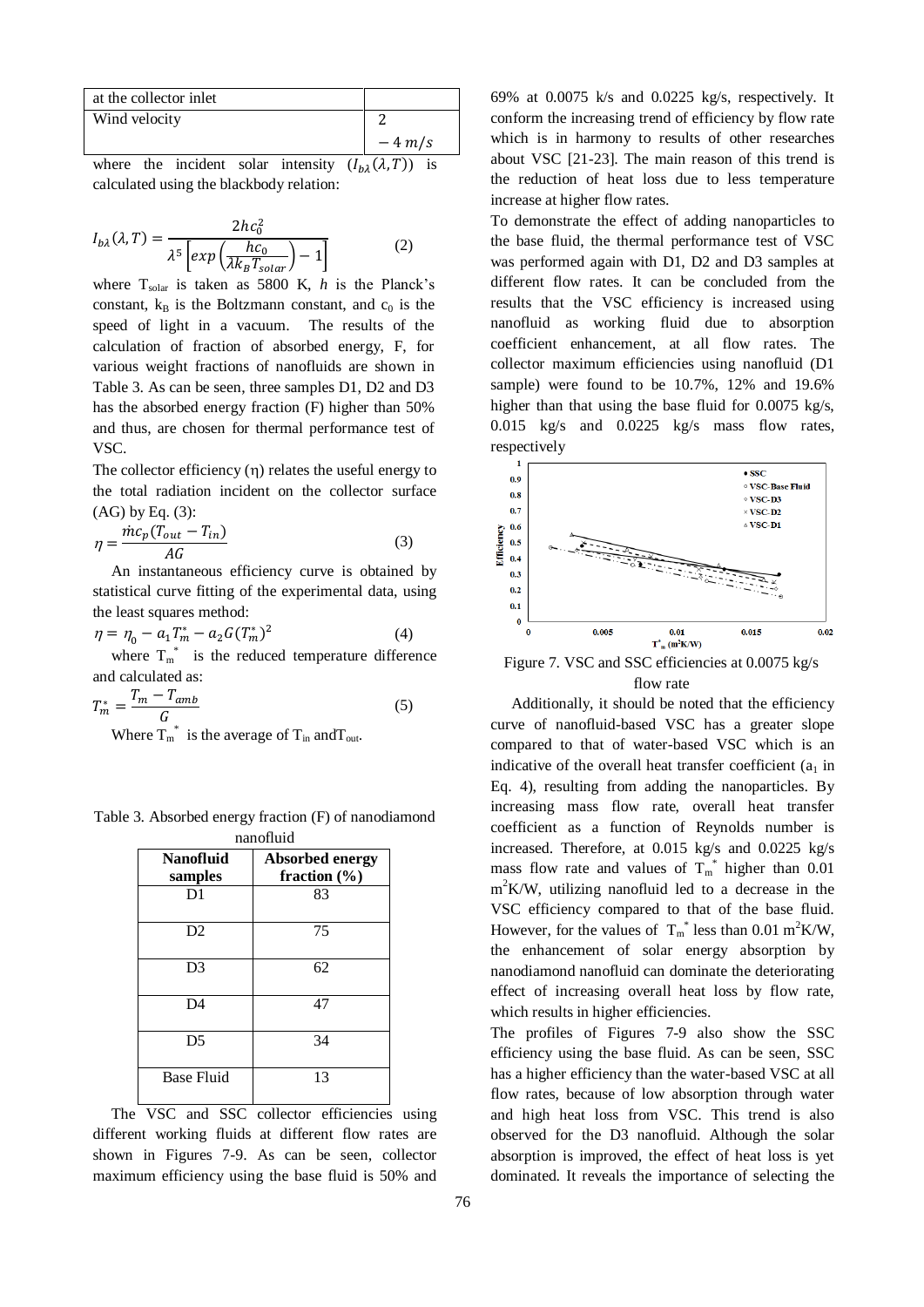| at the collector inlet | |
|---|---|
| Wind velocity | 2 $-4\ m/s$ |

where the incident solar intensity ($I_{b\lambda}(\lambda,T)$) is calculated using the blackbody relation:

$$I_{b\lambda}(\lambda,T) = \frac{2hc_0^2}{\lambda^5\left[exp\left(\frac{hc_0}{\lambda k_B T_{solar}}\right)-1\right]} \quad (2)$$

where $T_{solar}$ is taken as 5800 K, $h$ is the Planck's constant, $k_B$ is the Boltzmann constant, and $c_0$ is the speed of light in a vacuum. The results of the calculation of fraction of absorbed energy, F, for various weight fractions of nanofluids are shown in Table 3. As can be seen, three samples D1, D2 and D3 has the absorbed energy fraction (F) higher than 50% and thus, are chosen for thermal performance test of VSC.

The collector efficiency (η) relates the useful energy to the total radiation incident on the collector surface (AG) by Eq. (3):

$$\eta = \frac{\dot{m}c_p(T_{out}-T_{in})}{AG} \quad (3)$$

An instantaneous efficiency curve is obtained by statistical curve fitting of the experimental data, using the least squares method:

$$\eta = \eta_0 - a_1 T_m^* - a_2 G (T_m^*)^2 \quad (4)$$

where $T_m^*$ is the reduced temperature difference and calculated as:

$$T_m^* = \frac{T_m - T_{amb}}{G} \quad (5)$$

Where $T_m^*$ is the average of $T_{in}$ and $T_{out}$.

Table 3. Absorbed energy fraction (F) of nanodiamond nanofluid

| Nanofluid samples | Absorbed energy fraction (%) |
|---|---|
| D1 | 83 |
| D2 | 75 |
| D3 | 62 |
| D4 | 47 |
| D5 | 34 |
| Base Fluid | 13 |

The VSC and SSC collector efficiencies using different working fluids at different flow rates are shown in Figures 7-9. As can be seen, collector maximum efficiency using the base fluid is 50% and 69% at 0.0075 k/s and 0.0225 kg/s, respectively. It conform the increasing trend of efficiency by flow rate which is in harmony to results of other researches about VSC [21-23]. The main reason of this trend is the reduction of heat loss due to less temperature increase at higher flow rates.

To demonstrate the effect of adding nanoparticles to the base fluid, the thermal performance test of VSC was performed again with D1, D2 and D3 samples at different flow rates. It can be concluded from the results that the VSC efficiency is increased using nanofluid as working fluid due to absorption coefficient enhancement, at all flow rates. The collector maximum efficiencies using nanofluid (D1 sample) were found to be 10.7%, 12% and 19.6% higher than that using the base fluid for 0.0075 kg/s, 0.015 kg/s and 0.0225 kg/s mass flow rates, respectively

Figure 7. VSC and SSC efficiencies at 0.0075 kg/s flow rate

Additionally, it should be noted that the efficiency curve of nanofluid-based VSC has a greater slope compared to that of water-based VSC which is an indicative of the overall heat transfer coefficient ($a_1$ in Eq. 4), resulting from adding the nanoparticles. By increasing mass flow rate, overall heat transfer coefficient as a function of Reynolds number is increased. Therefore, at 0.015 kg/s and 0.0225 kg/s mass flow rate and values of $T_m^*$ higher than 0.01 $m^2K/W$, utilizing nanofluid led to a decrease in the VSC efficiency compared to that of the base fluid. However, for the values of $T_m^*$ less than 0.01 $m^2K/W$, the enhancement of solar energy absorption by nanodiamond nanofluid can dominate the deteriorating effect of increasing overall heat loss by flow rate, which results in higher efficiencies.

The profiles of Figures 7-9 also show the SSC efficiency using the base fluid. As can be seen, SSC has a higher efficiency than the water-based VSC at all flow rates, because of low absorption through water and high heat loss from VSC. This trend is also observed for the D3 nanofluid. Although the solar absorption is improved, the effect of heat loss is yet dominated. It reveals the importance of selecting the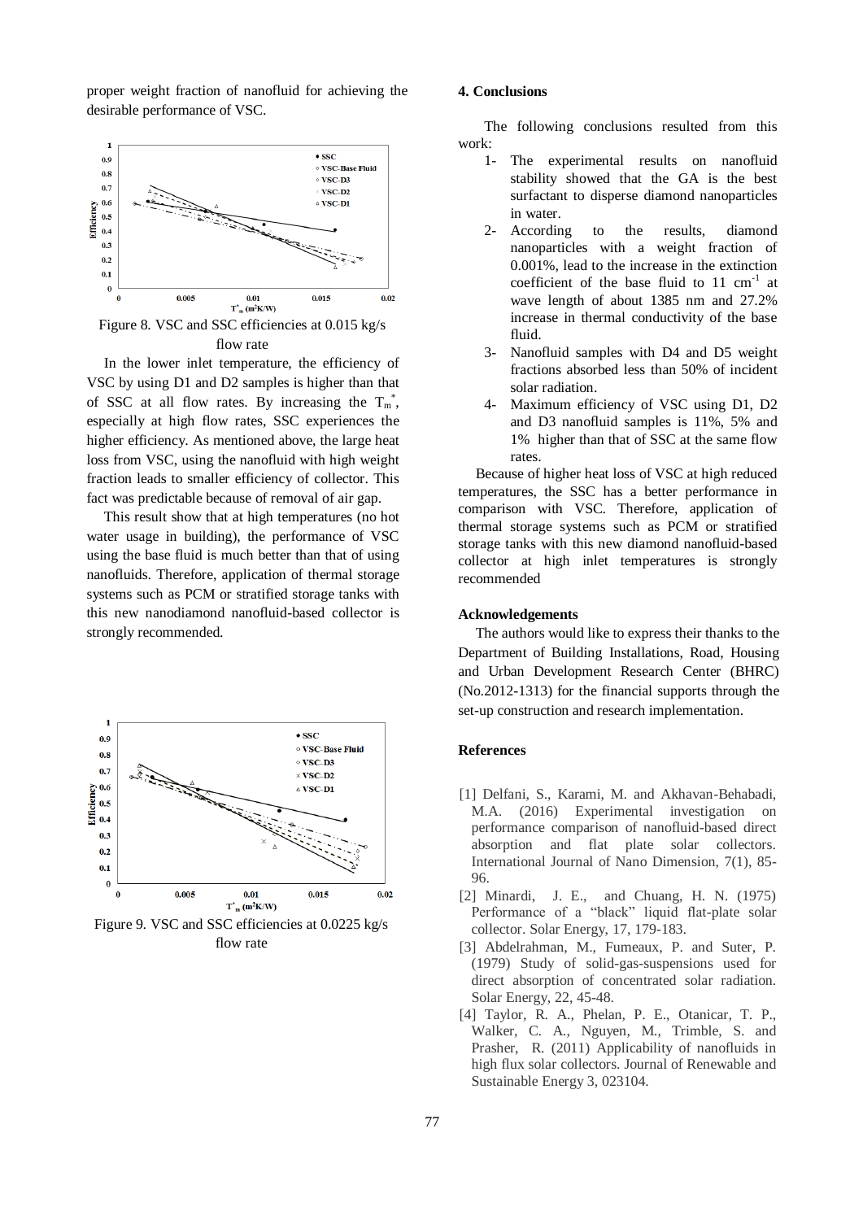proper weight fraction of nanofluid for achieving the desirable performance of VSC.

Figure 8. VSC and SSC efficiencies at 0.015 kg/s flow rate

In the lower inlet temperature, the efficiency of VSC by using D1 and D2 samples is higher than that of SSC at all flow rates. By increasing the $T_m^*$, especially at high flow rates, SSC experiences the higher efficiency. As mentioned above, the large heat loss from VSC, using the nanofluid with high weight fraction leads to smaller efficiency of collector. This fact was predictable because of removal of air gap.

This result show that at high temperatures (no hot water usage in building), the performance of VSC using the base fluid is much better than that of using nanofluids. Therefore, application of thermal storage systems such as PCM or stratified storage tanks with this new nanodiamond nanofluid-based collector is strongly recommended.

Figure 9. VSC and SSC efficiencies at 0.0225 kg/s flow rate

## 4. Conclusions

The following conclusions resulted from this work:

1- The experimental results on nanofluid stability showed that the GA is the best surfactant to disperse diamond nanoparticles in water.

2- According to the results, diamond nanoparticles with a weight fraction of 0.001%, lead to the increase in the extinction coefficient of the base fluid to 11 $cm^{-1}$ at wave length of about 1385 nm and 27.2% increase in thermal conductivity of the base fluid.

3- Nanofluid samples with D4 and D5 weight fractions absorbed less than 50% of incident solar radiation.

4- Maximum efficiency of VSC using D1, D2 and D3 nanofluid samples is 11%, 5% and 1% higher than that of SSC at the same flow rates.

Because of higher heat loss of VSC at high reduced temperatures, the SSC has a better performance in comparison with VSC. Therefore, application of thermal storage systems such as PCM or stratified storage tanks with this new diamond nanofluid-based collector at high inlet temperatures is strongly recommended

## Acknowledgements

The authors would like to express their thanks to the Department of Building Installations, Road, Housing and Urban Development Research Center (BHRC) (No.2012-1313) for the financial supports through the set-up construction and research implementation.

## References

[1] Delfani, S., Karami, M. and Akhavan-Behabadi, M.A. (2016) Experimental investigation on performance comparison of nanofluid-based direct absorption and flat plate solar collectors. International Journal of Nano Dimension, 7(1), 85-96.

[2] Minardi, J. E., and Chuang, H. N. (1975) Performance of a "black" liquid flat-plate solar collector. Solar Energy, 17, 179-183.

[3] Abdelrahman, M., Fumeaux, P. and Suter, P. (1979) Study of solid-gas-suspensions used for direct absorption of concentrated solar radiation. Solar Energy, 22, 45-48.

[4] Taylor, R. A., Phelan, P. E., Otanicar, T. P., Walker, C. A., Nguyen, M., Trimble, S. and Prasher, R. (2011) Applicability of nanofluids in high flux solar collectors. Journal of Renewable and Sustainable Energy 3, 023104.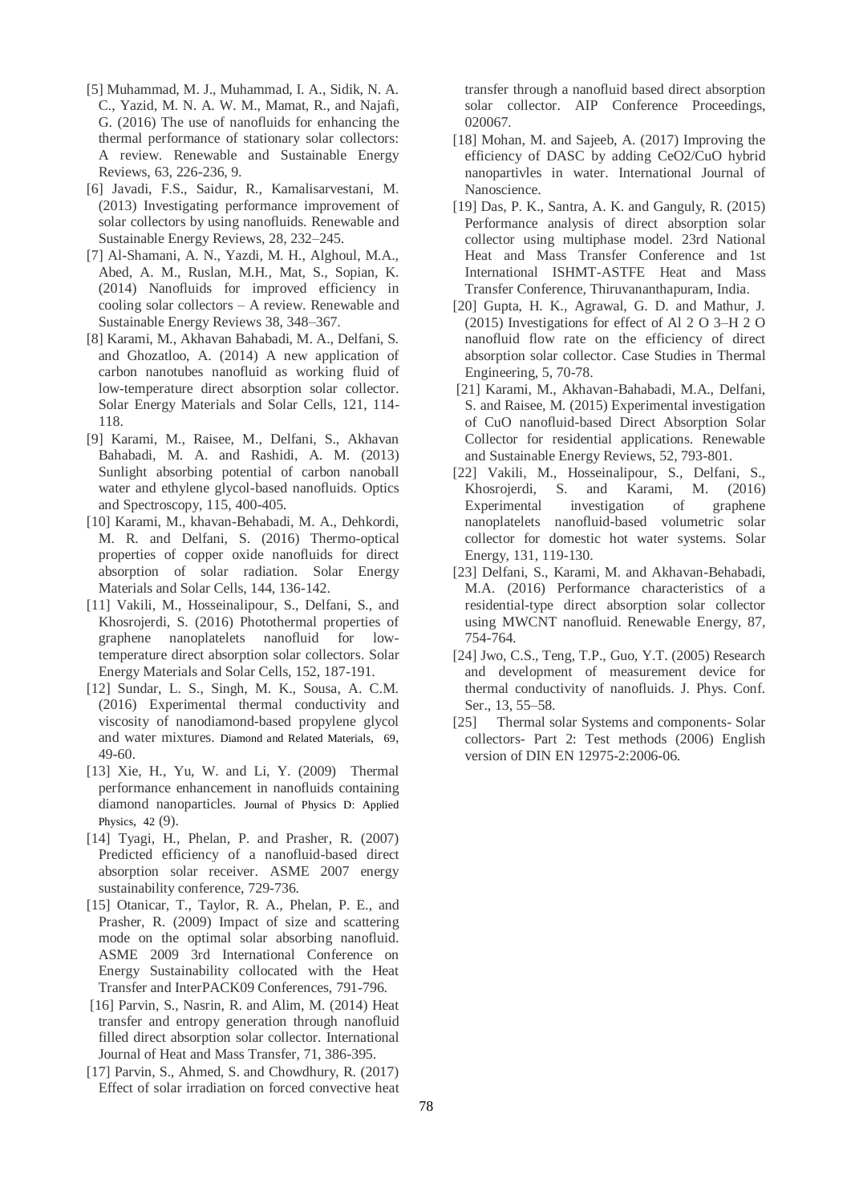[5] Muhammad, M. J., Muhammad, I. A., Sidik, N. A. C., Yazid, M. N. A. W. M., Mamat, R., and Najafi, G. (2016) The use of nanofluids for enhancing the thermal performance of stationary solar collectors: A review. Renewable and Sustainable Energy Reviews, 63, 226-236, 9.

[6] Javadi, F.S., Saidur, R., Kamalisarvestani, M. (2013) Investigating performance improvement of solar collectors by using nanofluids. Renewable and Sustainable Energy Reviews, 28, 232–245.

[7] Al-Shamani, A. N., Yazdi, M. H., Alghoul, M.A., Abed, A. M., Ruslan, M.H., Mat, S., Sopian, K. (2014) Nanofluids for improved efficiency in cooling solar collectors – A review. Renewable and Sustainable Energy Reviews 38, 348–367.

[8] Karami, M., Akhavan Bahabadi, M. A., Delfani, S. and Ghozatloo, A. (2014) A new application of carbon nanotubes nanofluid as working fluid of low-temperature direct absorption solar collector. Solar Energy Materials and Solar Cells, 121, 114-118.

[9] Karami, M., Raisee, M., Delfani, S., Akhavan Bahabadi, M. A. and Rashidi, A. M. (2013) Sunlight absorbing potential of carbon nanoball water and ethylene glycol-based nanofluids. Optics and Spectroscopy, 115, 400-405.

[10] Karami, M., khavan-Behabadi, M. A., Dehkordi, M. R. and Delfani, S. (2016) Thermo-optical properties of copper oxide nanofluids for direct absorption of solar radiation. Solar Energy Materials and Solar Cells, 144, 136-142.

[11] Vakili, M., Hosseinalipour, S., Delfani, S., and Khosrojerdi, S. (2016) Photothermal properties of graphene nanoplatelets nanofluid for low-temperature direct absorption solar collectors. Solar Energy Materials and Solar Cells, 152, 187-191.

[12] Sundar, L. S., Singh, M. K., Sousa, A. C.M. (2016) Experimental thermal conductivity and viscosity of nanodiamond-based propylene glycol and water mixtures. Diamond and Related Materials, 69, 49-60.

[13] Xie, H., Yu, W. and Li, Y. (2009) Thermal performance enhancement in nanofluids containing diamond nanoparticles. Journal of Physics D: Applied Physics, 42 (9).

[14] Tyagi, H., Phelan, P. and Prasher, R. (2007) Predicted efficiency of a nanofluid-based direct absorption solar receiver. ASME 2007 energy sustainability conference, 729-736.

[15] Otanicar, T., Taylor, R. A., Phelan, P. E., and Prasher, R. (2009) Impact of size and scattering mode on the optimal solar absorbing nanofluid. ASME 2009 3rd International Conference on Energy Sustainability collocated with the Heat Transfer and InterPACK09 Conferences, 791-796.

[16] Parvin, S., Nasrin, R. and Alim, M. (2014) Heat transfer and entropy generation through nanofluid filled direct absorption solar collector. International Journal of Heat and Mass Transfer, 71, 386-395.

[17] Parvin, S., Ahmed, S. and Chowdhury, R. (2017) Effect of solar irradiation on forced convective heat transfer through a nanofluid based direct absorption solar collector. AIP Conference Proceedings, 020067.

[18] Mohan, M. and Sajeeb, A. (2017) Improving the efficiency of DASC by adding CeO2/CuO hybrid nanopartivles in water. International Journal of Nanoscience.

[19] Das, P. K., Santra, A. K. and Ganguly, R. (2015) Performance analysis of direct absorption solar collector using multiphase model. 23rd National Heat and Mass Transfer Conference and 1st International ISHMT-ASTFE Heat and Mass Transfer Conference, Thiruvananthapuram, India.

[20] Gupta, H. K., Agrawal, G. D. and Mathur, J. (2015) Investigations for effect of Al 2 O 3–H 2 O nanofluid flow rate on the efficiency of direct absorption solar collector. Case Studies in Thermal Engineering, 5, 70-78.

[21] Karami, M., Akhavan-Bahabadi, M.A., Delfani, S. and Raisee, M. (2015) Experimental investigation of CuO nanofluid-based Direct Absorption Solar Collector for residential applications. Renewable and Sustainable Energy Reviews, 52, 793-801.

[22] Vakili, M., Hosseinalipour, S., Delfani, S., Khosrojerdi, S. and Karami, M. (2016) Experimental investigation of graphene nanoplatelets nanofluid-based volumetric solar collector for domestic hot water systems. Solar Energy, 131, 119-130.

[23] Delfani, S., Karami, M. and Akhavan-Behabadi, M.A. (2016) Performance characteristics of a residential-type direct absorption solar collector using MWCNT nanofluid. Renewable Energy, 87, 754-764.

[24] Jwo, C.S., Teng, T.P., Guo, Y.T. (2005) Research and development of measurement device for thermal conductivity of nanofluids. J. Phys. Conf. Ser., 13, 55–58.

[25] Thermal solar Systems and components- Solar collectors- Part 2: Test methods (2006) English version of DIN EN 12975-2:2006-06.